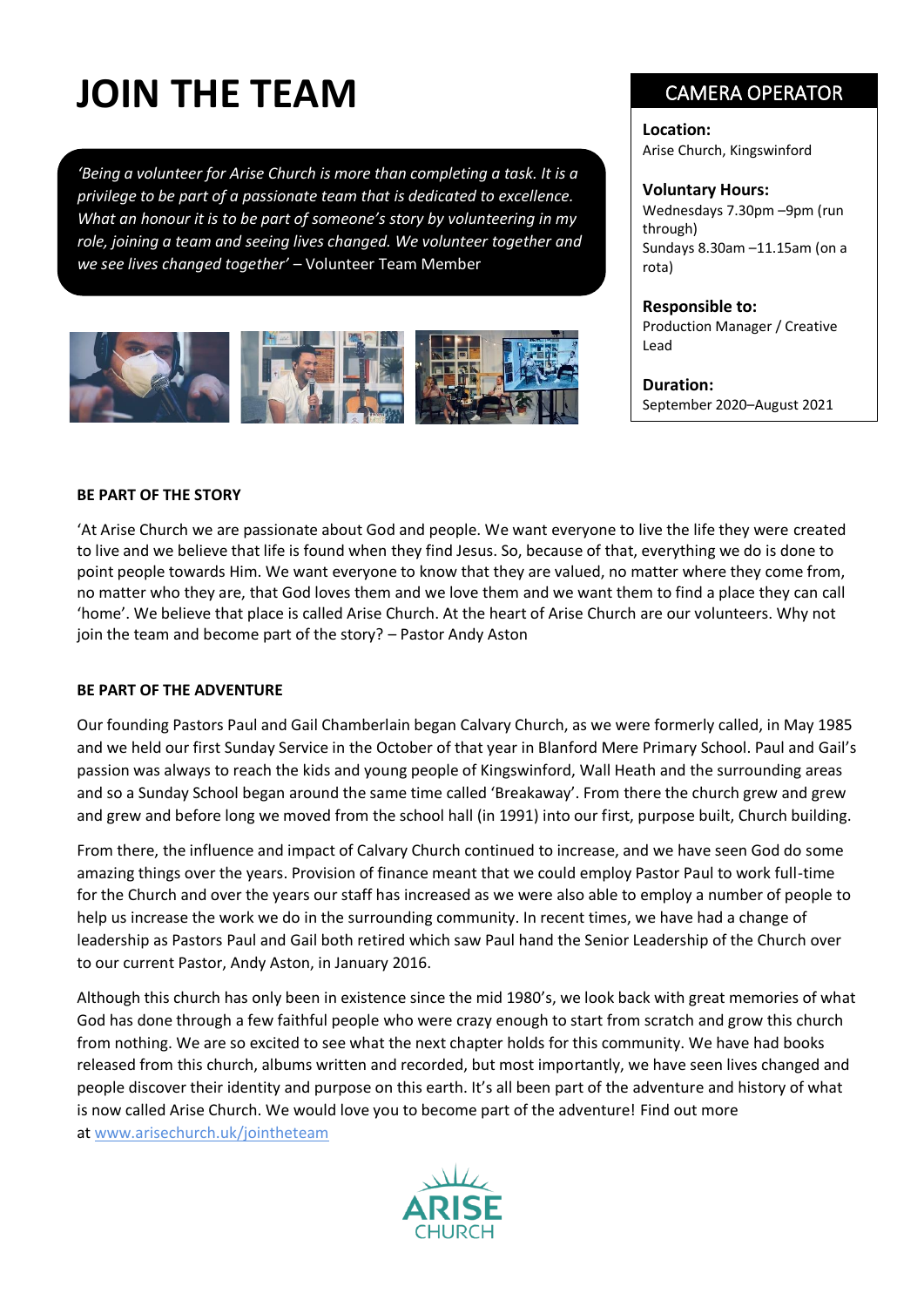# JOIN THE TEAM

*'Being a volunteer for Arise Church is more than completing a task. It is a privilege to be part of a passionate team that is dedicated to excellence. What an honour it is to be part of someone's story by volunteering in my role, joining a team and seeing lives changed. We volunteer together and we see lives changed together'* – Volunteer Team Member

## CAMERA OPERATOR

**Location:**
Arise Church, Kingswinford

**Voluntary Hours:**
Wednesdays 7.30pm –9pm (run through)
Sundays 8.30am –11.15am (on a rota)

**Responsible to:**
Production Manager / Creative Lead

**Duration:**
September 2020–August 2021

**BE PART OF THE STORY**

'At Arise Church we are passionate about God and people. We want everyone to live the life they were created to live and we believe that life is found when they find Jesus. So, because of that, everything we do is done to point people towards Him. We want everyone to know that they are valued, no matter where they come from, no matter who they are, that God loves them and we love them and we want them to find a place they can call 'home'. We believe that place is called Arise Church. At the heart of Arise Church are our volunteers. Why not join the team and become part of the story? – Pastor Andy Aston

**BE PART OF THE ADVENTURE**

Our founding Pastors Paul and Gail Chamberlain began Calvary Church, as we were formerly called, in May 1985 and we held our first Sunday Service in the October of that year in Blanford Mere Primary School. Paul and Gail's passion was always to reach the kids and young people of Kingswinford, Wall Heath and the surrounding areas and so a Sunday School began around the same time called 'Breakaway'. From there the church grew and grew and grew and before long we moved from the school hall (in 1991) into our first, purpose built, Church building.

From there, the influence and impact of Calvary Church continued to increase, and we have seen God do some amazing things over the years. Provision of finance meant that we could employ Pastor Paul to work full-time for the Church and over the years our staff has increased as we were also able to employ a number of people to help us increase the work we do in the surrounding community. In recent times, we have had a change of leadership as Pastors Paul and Gail both retired which saw Paul hand the Senior Leadership of the Church over to our current Pastor, Andy Aston, in January 2016.

Although this church has only been in existence since the mid 1980's, we look back with great memories of what God has done through a few faithful people who were crazy enough to start from scratch and grow this church from nothing. We are so excited to see what the next chapter holds for this community. We have had books released from this church, albums written and recorded, but most importantly, we have seen lives changed and people discover their identity and purpose on this earth. It's all been part of the adventure and history of what is now called Arise Church. We would love you to become part of the adventure! Find out more at [www.arisechurch.uk/jointheteam](www.arisechurch.uk/jointheteam)

ARISE CHURCH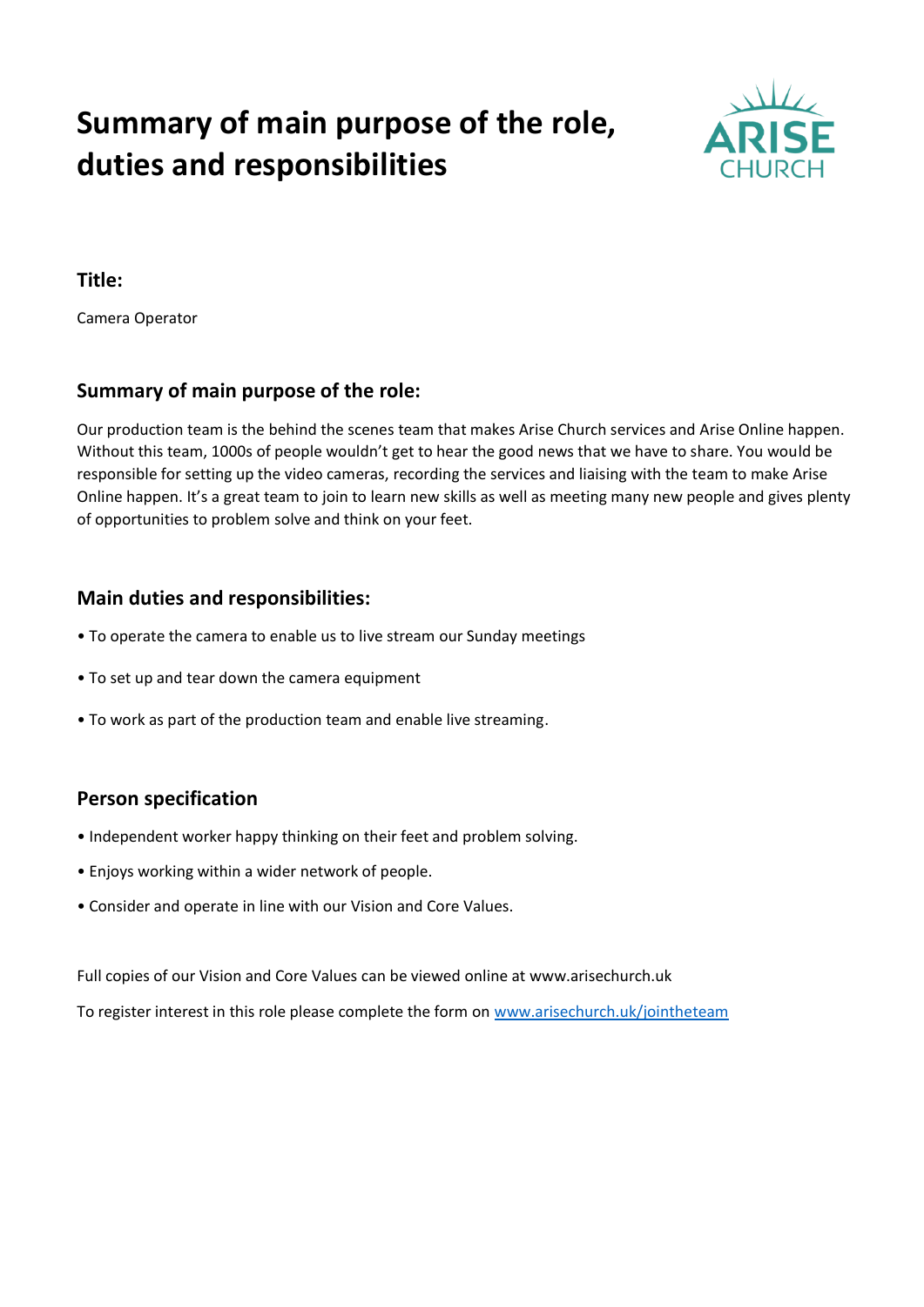# Summary of main purpose of the role, duties and responsibilities

ARISE CHURCH

## Title:

Camera Operator

## Summary of main purpose of the role:

Our production team is the behind the scenes team that makes Arise Church services and Arise Online happen. Without this team, 1000s of people wouldn't get to hear the good news that we have to share. You would be responsible for setting up the video cameras, recording the services and liaising with the team to make Arise Online happen. It's a great team to join to learn new skills as well as meeting many new people and gives plenty of opportunities to problem solve and think on your feet.

## Main duties and responsibilities:

- To operate the camera to enable us to live stream our Sunday meetings
- To set up and tear down the camera equipment
- To work as part of the production team and enable live streaming.

## Person specification

- Independent worker happy thinking on their feet and problem solving.
- Enjoys working within a wider network of people.
- Consider and operate in line with our Vision and Core Values.

Full copies of our Vision and Core Values can be viewed online at www.arisechurch.uk

To register interest in this role please complete the form on www.arisechurch.uk/jointheteam